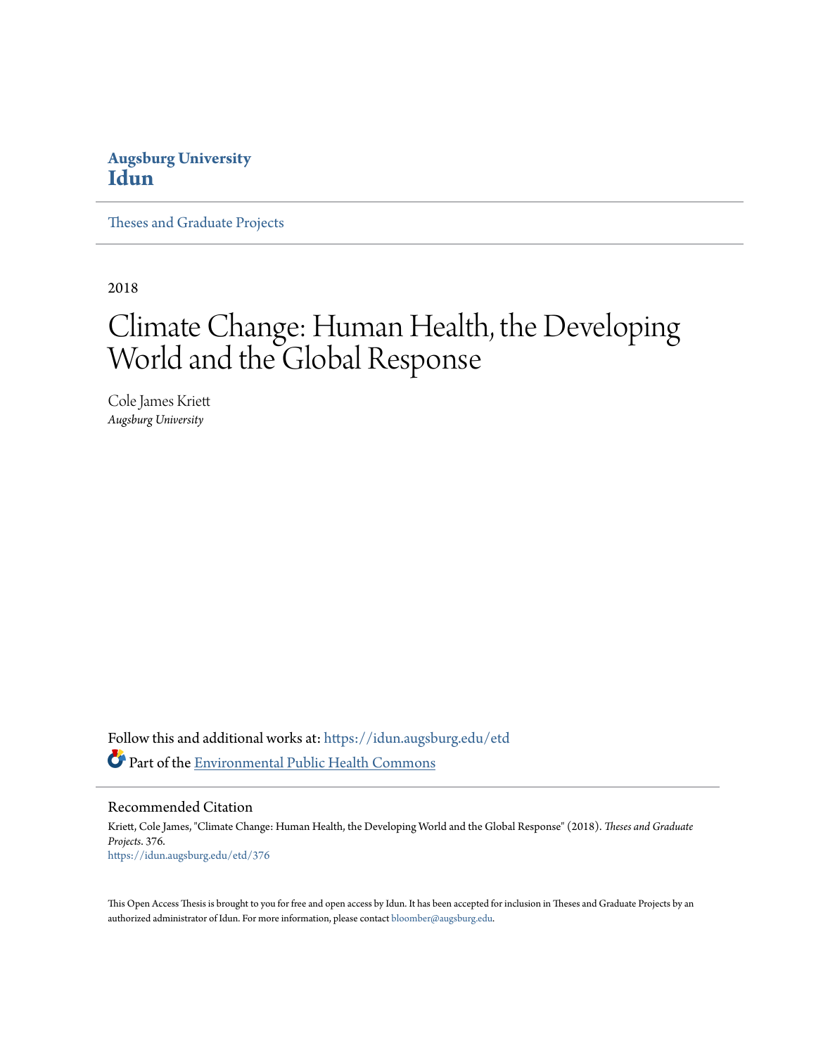**Augsburg University**
**Idun**

Theses and Graduate Projects

2018

# Climate Change: Human Health, the Developing World and the Global Response

Cole James Kriett
*Augsburg University*

Follow this and additional works at: https://idun.augsburg.edu/etd

Part of the Environmental Public Health Commons

## Recommended Citation

Kriett, Cole James, "Climate Change: Human Health, the Developing World and the Global Response" (2018). *Theses and Graduate Projects*. 376.
https://idun.augsburg.edu/etd/376

This Open Access Thesis is brought to you for free and open access by Idun. It has been accepted for inclusion in Theses and Graduate Projects by an authorized administrator of Idun. For more information, please contact bloomber@augsburg.edu.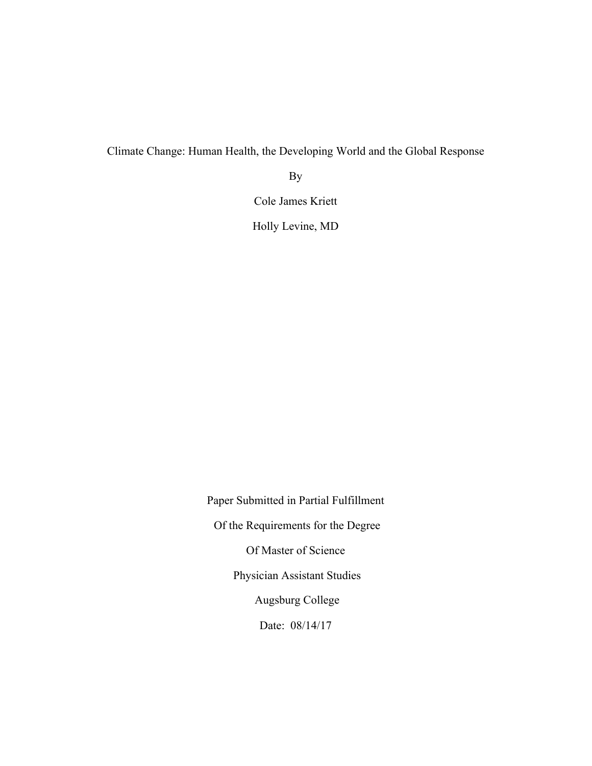Climate Change: Human Health, the Developing World and the Global Response

By

Cole James Kriett

Holly Levine, MD

Paper Submitted in Partial Fulfillment

Of the Requirements for the Degree

Of Master of Science

Physician Assistant Studies

Augsburg College

Date: 08/14/17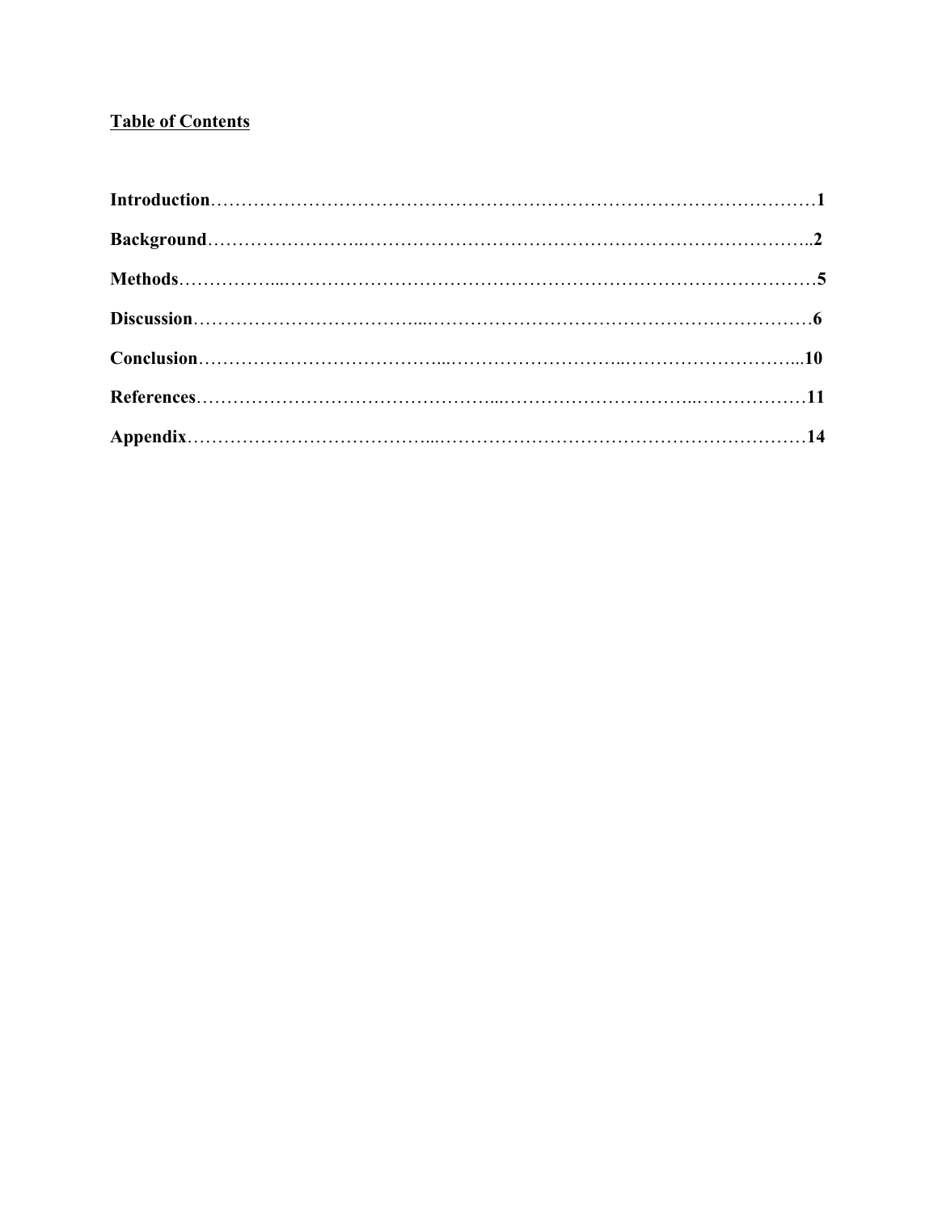**Table of Contents**

**Introduction**……………………………………………………………………………………**1**

**Background**……………………..…………………………………………………………………..**2**

**Methods**……………...…………………………………………………………………………**5**

**Discussion**……………………………...………………………………………………………**6**

**Conclusion**………………………………...………………………..………………………...**10**

**References**…………………………………………...…………………………..………………**11**

**Appendix**………………………………...……………………………………………………**14**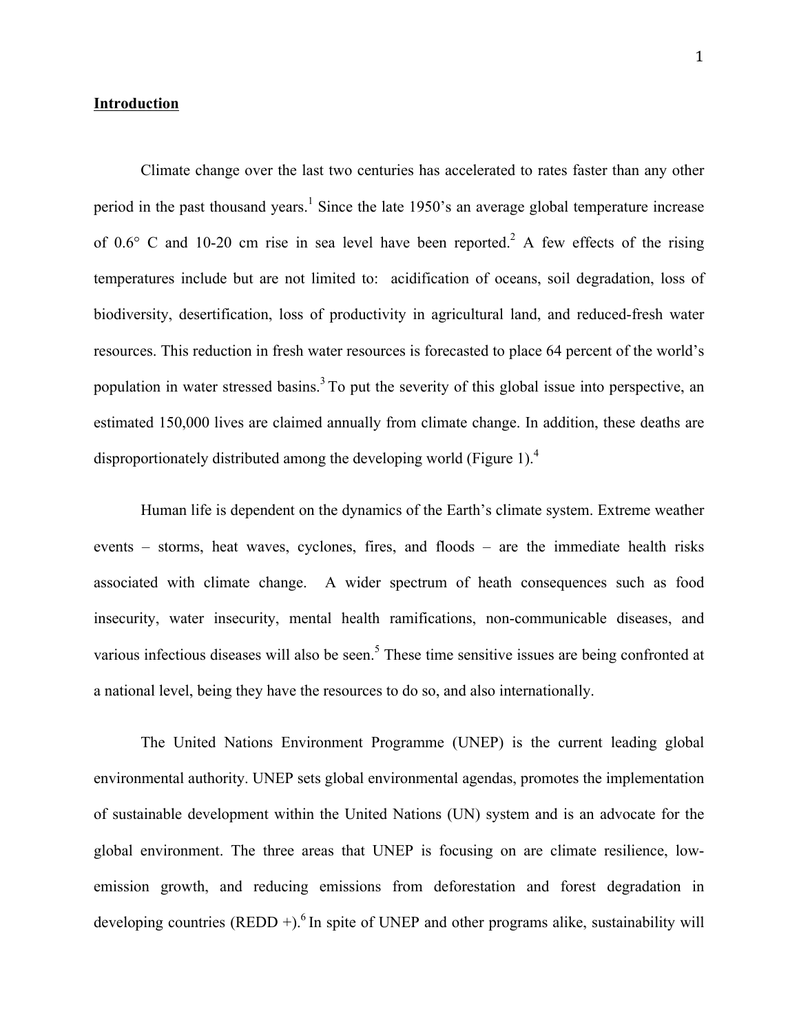## Introduction

Climate change over the last two centuries has accelerated to rates faster than any other period in the past thousand years.[1] Since the late 1950's an average global temperature increase of 0.6° C and 10-20 cm rise in sea level have been reported.[2] A few effects of the rising temperatures include but are not limited to: acidification of oceans, soil degradation, loss of biodiversity, desertification, loss of productivity in agricultural land, and reduced-fresh water resources. This reduction in fresh water resources is forecasted to place 64 percent of the world's population in water stressed basins.[3] To put the severity of this global issue into perspective, an estimated 150,000 lives are claimed annually from climate change. In addition, these deaths are disproportionately distributed among the developing world (Figure 1).[4]

Human life is dependent on the dynamics of the Earth's climate system. Extreme weather events – storms, heat waves, cyclones, fires, and floods – are the immediate health risks associated with climate change. A wider spectrum of heath consequences such as food insecurity, water insecurity, mental health ramifications, non-communicable diseases, and various infectious diseases will also be seen.[5] These time sensitive issues are being confronted at a national level, being they have the resources to do so, and also internationally.

The United Nations Environment Programme (UNEP) is the current leading global environmental authority. UNEP sets global environmental agendas, promotes the implementation of sustainable development within the United Nations (UN) system and is an advocate for the global environment. The three areas that UNEP is focusing on are climate resilience, low-emission growth, and reducing emissions from deforestation and forest degradation in developing countries (REDD +).[6] In spite of UNEP and other programs alike, sustainability will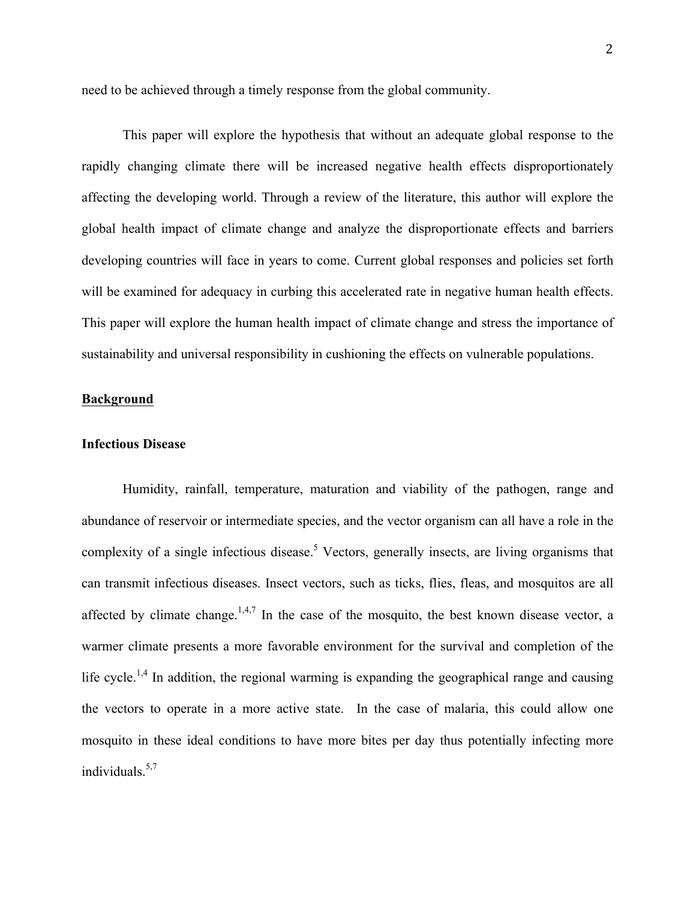need to be achieved through a timely response from the global community.

This paper will explore the hypothesis that without an adequate global response to the rapidly changing climate there will be increased negative health effects disproportionately affecting the developing world. Through a review of the literature, this author will explore the global health impact of climate change and analyze the disproportionate effects and barriers developing countries will face in years to come. Current global responses and policies set forth will be examined for adequacy in curbing this accelerated rate in negative human health effects. This paper will explore the human health impact of climate change and stress the importance of sustainability and universal responsibility in cushioning the effects on vulnerable populations.

## Background

### Infectious Disease

Humidity, rainfall, temperature, maturation and viability of the pathogen, range and abundance of reservoir or intermediate species, and the vector organism can all have a role in the complexity of a single infectious disease.[5] Vectors, generally insects, are living organisms that can transmit infectious diseases. Insect vectors, such as ticks, flies, fleas, and mosquitos are all affected by climate change.[1,4,7] In the case of the mosquito, the best known disease vector, a warmer climate presents a more favorable environment for the survival and completion of the life cycle.[1,4] In addition, the regional warming is expanding the geographical range and causing the vectors to operate in a more active state. In the case of malaria, this could allow one mosquito in these ideal conditions to have more bites per day thus potentially infecting more individuals.[5,7]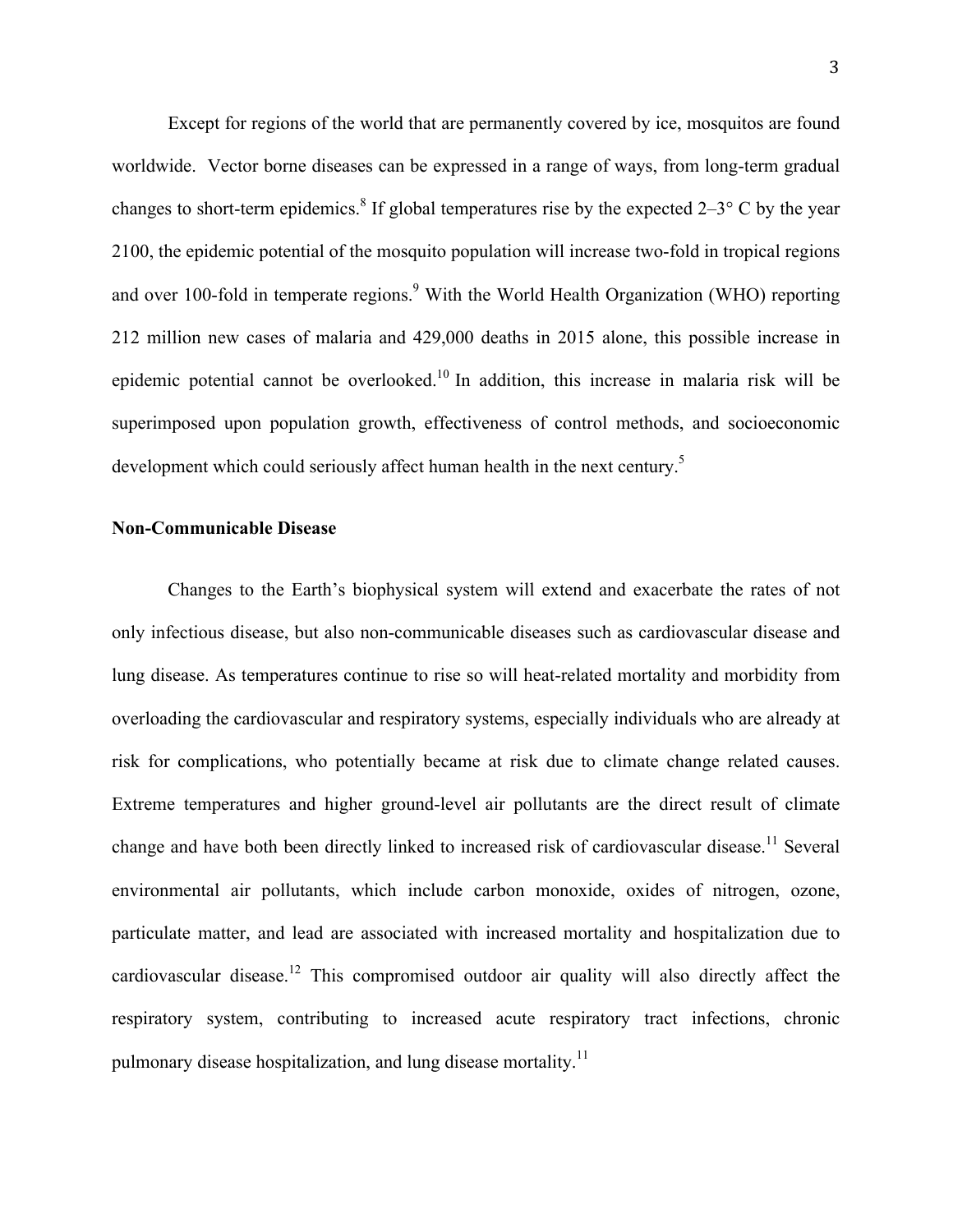Except for regions of the world that are permanently covered by ice, mosquitos are found worldwide. Vector borne diseases can be expressed in a range of ways, from long-term gradual changes to short-term epidemics.[8] If global temperatures rise by the expected 2–3° C by the year 2100, the epidemic potential of the mosquito population will increase two-fold in tropical regions and over 100-fold in temperate regions.[9] With the World Health Organization (WHO) reporting 212 million new cases of malaria and 429,000 deaths in 2015 alone, this possible increase in epidemic potential cannot be overlooked.[10] In addition, this increase in malaria risk will be superimposed upon population growth, effectiveness of control methods, and socioeconomic development which could seriously affect human health in the next century.[5]

**Non-Communicable Disease**

Changes to the Earth's biophysical system will extend and exacerbate the rates of not only infectious disease, but also non-communicable diseases such as cardiovascular disease and lung disease. As temperatures continue to rise so will heat-related mortality and morbidity from overloading the cardiovascular and respiratory systems, especially individuals who are already at risk for complications, who potentially became at risk due to climate change related causes. Extreme temperatures and higher ground-level air pollutants are the direct result of climate change and have both been directly linked to increased risk of cardiovascular disease.[11] Several environmental air pollutants, which include carbon monoxide, oxides of nitrogen, ozone, particulate matter, and lead are associated with increased mortality and hospitalization due to cardiovascular disease.[12] This compromised outdoor air quality will also directly affect the respiratory system, contributing to increased acute respiratory tract infections, chronic pulmonary disease hospitalization, and lung disease mortality.[11]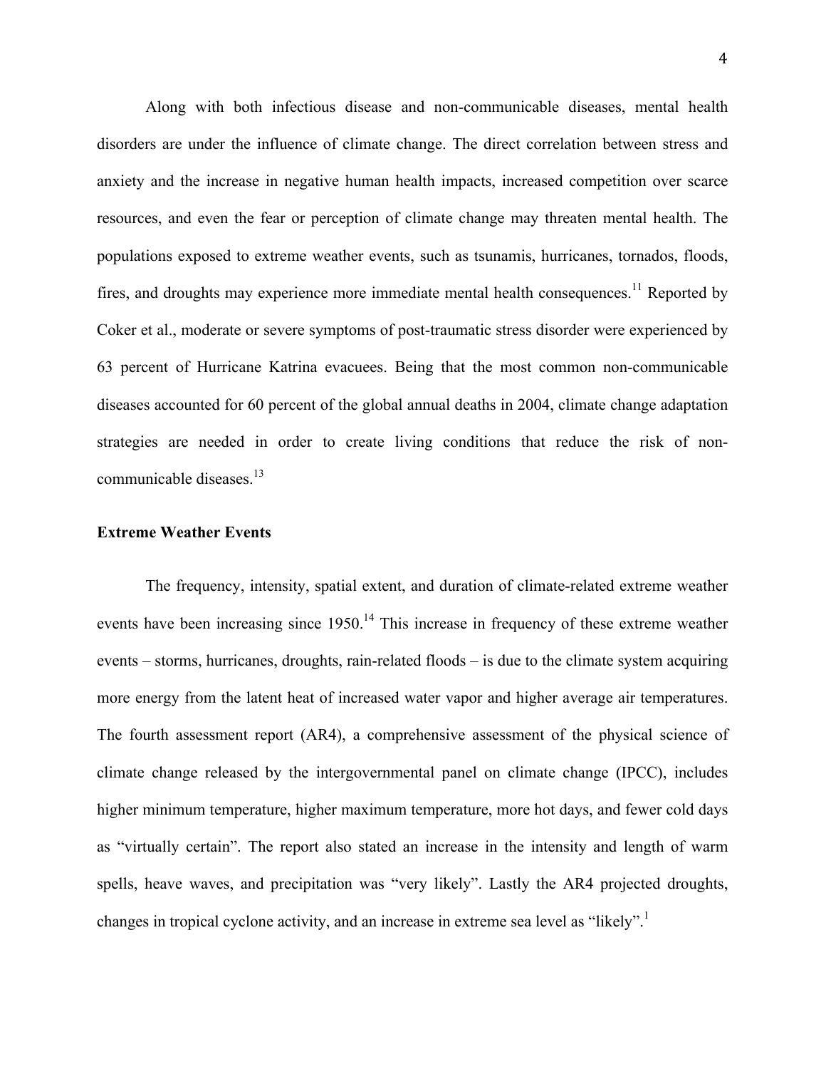Along with both infectious disease and non-communicable diseases, mental health disorders are under the influence of climate change. The direct correlation between stress and anxiety and the increase in negative human health impacts, increased competition over scarce resources, and even the fear or perception of climate change may threaten mental health. The populations exposed to extreme weather events, such as tsunamis, hurricanes, tornados, floods, fires, and droughts may experience more immediate mental health consequences.[11] Reported by Coker et al., moderate or severe symptoms of post-traumatic stress disorder were experienced by 63 percent of Hurricane Katrina evacuees. Being that the most common non-communicable diseases accounted for 60 percent of the global annual deaths in 2004, climate change adaptation strategies are needed in order to create living conditions that reduce the risk of non-communicable diseases.[13]

### Extreme Weather Events

The frequency, intensity, spatial extent, and duration of climate-related extreme weather events have been increasing since 1950.[14] This increase in frequency of these extreme weather events – storms, hurricanes, droughts, rain-related floods – is due to the climate system acquiring more energy from the latent heat of increased water vapor and higher average air temperatures. The fourth assessment report (AR4), a comprehensive assessment of the physical science of climate change released by the intergovernmental panel on climate change (IPCC), includes higher minimum temperature, higher maximum temperature, more hot days, and fewer cold days as "virtually certain". The report also stated an increase in the intensity and length of warm spells, heave waves, and precipitation was "very likely". Lastly the AR4 projected droughts, changes in tropical cyclone activity, and an increase in extreme sea level as "likely".[1]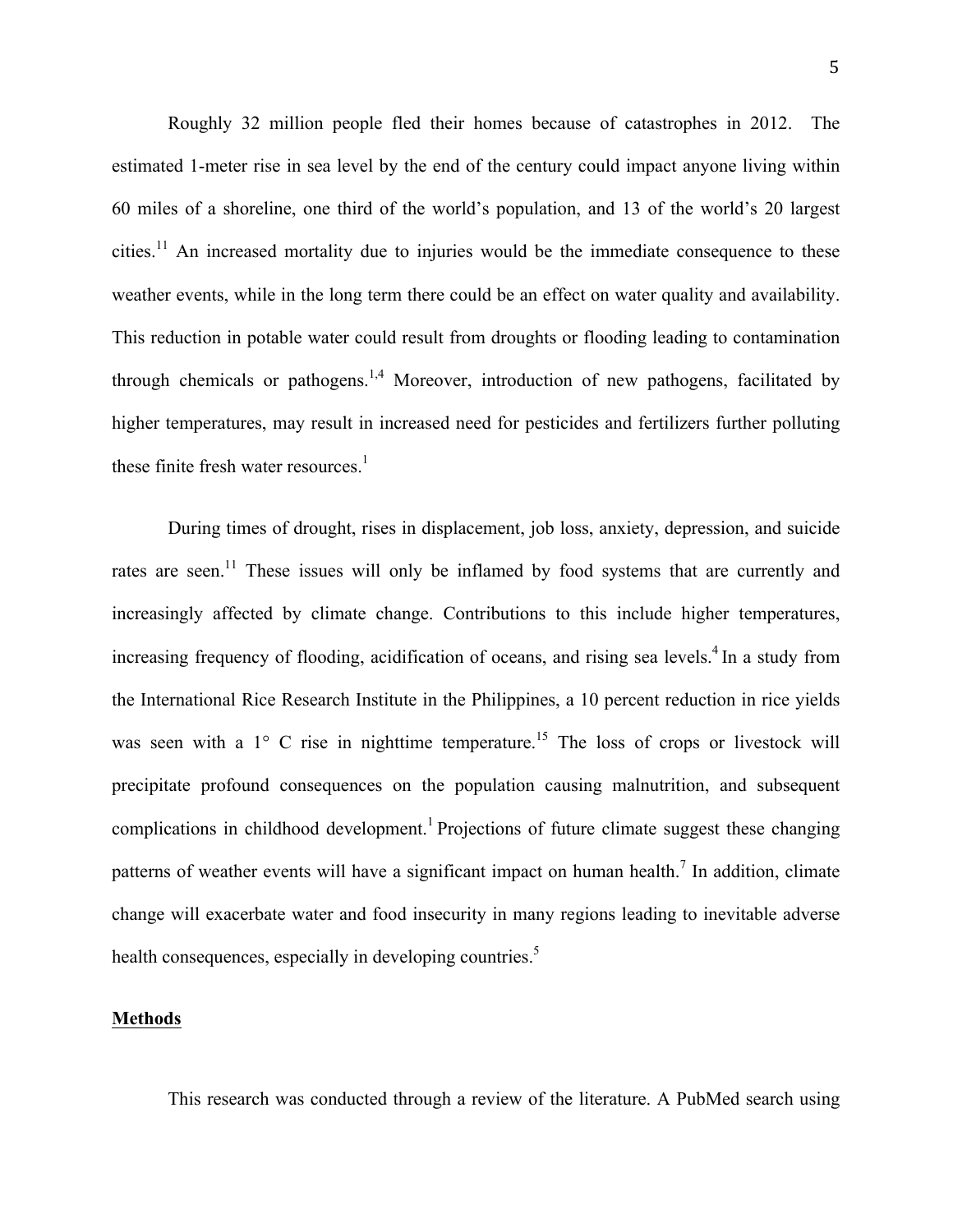Roughly 32 million people fled their homes because of catastrophes in 2012. The estimated 1-meter rise in sea level by the end of the century could impact anyone living within 60 miles of a shoreline, one third of the world's population, and 13 of the world's 20 largest cities.[11] An increased mortality due to injuries would be the immediate consequence to these weather events, while in the long term there could be an effect on water quality and availability. This reduction in potable water could result from droughts or flooding leading to contamination through chemicals or pathogens.[1,4] Moreover, introduction of new pathogens, facilitated by higher temperatures, may result in increased need for pesticides and fertilizers further polluting these finite fresh water resources.[1]

During times of drought, rises in displacement, job loss, anxiety, depression, and suicide rates are seen.[11] These issues will only be inflamed by food systems that are currently and increasingly affected by climate change. Contributions to this include higher temperatures, increasing frequency of flooding, acidification of oceans, and rising sea levels.[4] In a study from the International Rice Research Institute in the Philippines, a 10 percent reduction in rice yields was seen with a 1° C rise in nighttime temperature.[15] The loss of crops or livestock will precipitate profound consequences on the population causing malnutrition, and subsequent complications in childhood development.[1] Projections of future climate suggest these changing patterns of weather events will have a significant impact on human health.[7] In addition, climate change will exacerbate water and food insecurity in many regions leading to inevitable adverse health consequences, especially in developing countries.[5]

## Methods

This research was conducted through a review of the literature. A PubMed search using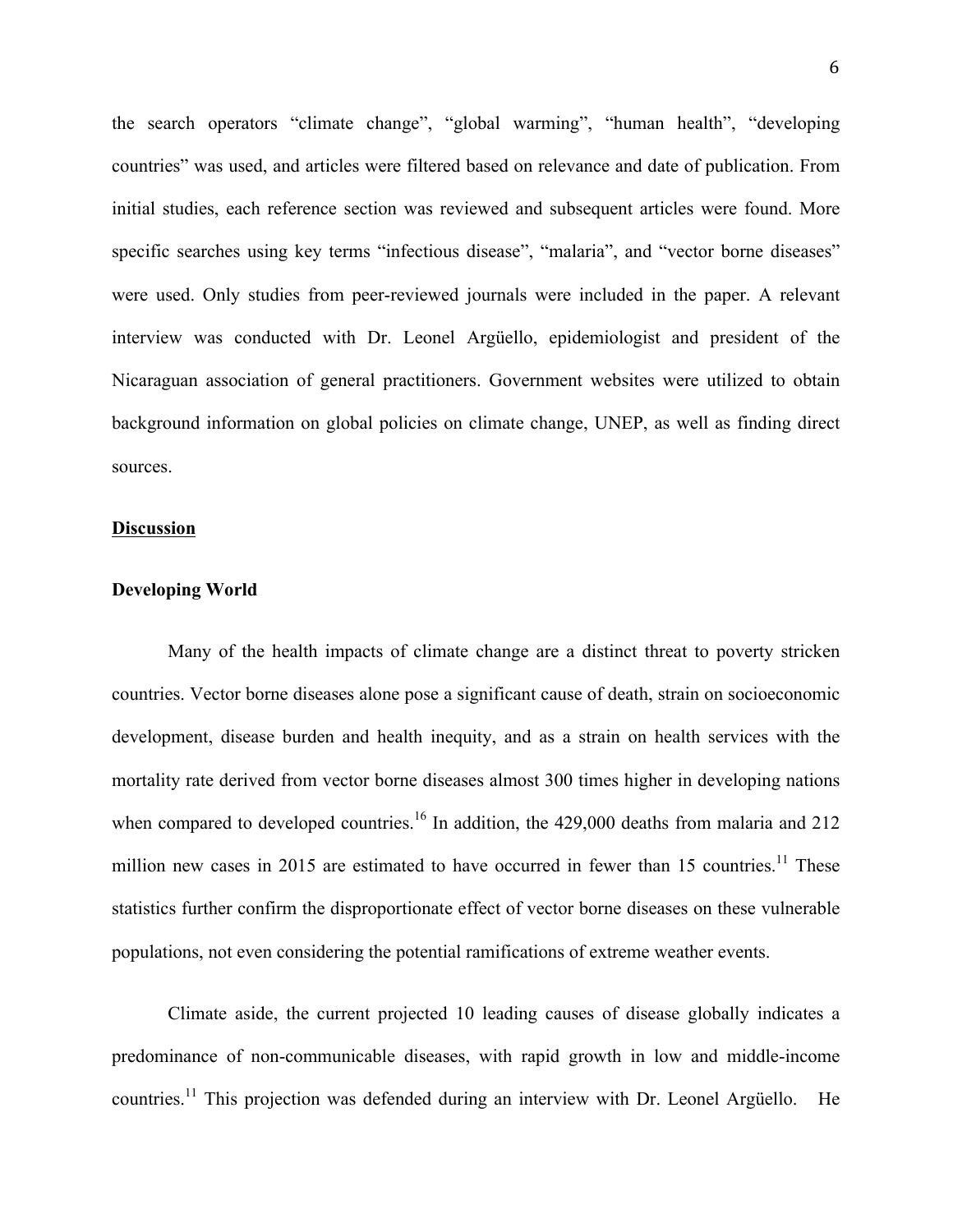the search operators "climate change", "global warming", "human health", "developing countries" was used, and articles were filtered based on relevance and date of publication. From initial studies, each reference section was reviewed and subsequent articles were found. More specific searches using key terms "infectious disease", "malaria", and "vector borne diseases" were used. Only studies from peer-reviewed journals were included in the paper. A relevant interview was conducted with Dr. Leonel Argüello, epidemiologist and president of the Nicaraguan association of general practitioners. Government websites were utilized to obtain background information on global policies on climate change, UNEP, as well as finding direct sources.

## <u>Discussion</u>

### Developing World

Many of the health impacts of climate change are a distinct threat to poverty stricken countries. Vector borne diseases alone pose a significant cause of death, strain on socioeconomic development, disease burden and health inequity, and as a strain on health services with the mortality rate derived from vector borne diseases almost 300 times higher in developing nations when compared to developed countries.[16] In addition, the 429,000 deaths from malaria and 212 million new cases in 2015 are estimated to have occurred in fewer than 15 countries.[11] These statistics further confirm the disproportionate effect of vector borne diseases on these vulnerable populations, not even considering the potential ramifications of extreme weather events.

Climate aside, the current projected 10 leading causes of disease globally indicates a predominance of non-communicable diseases, with rapid growth in low and middle-income countries.[11] This projection was defended during an interview with Dr. Leonel Argüello. He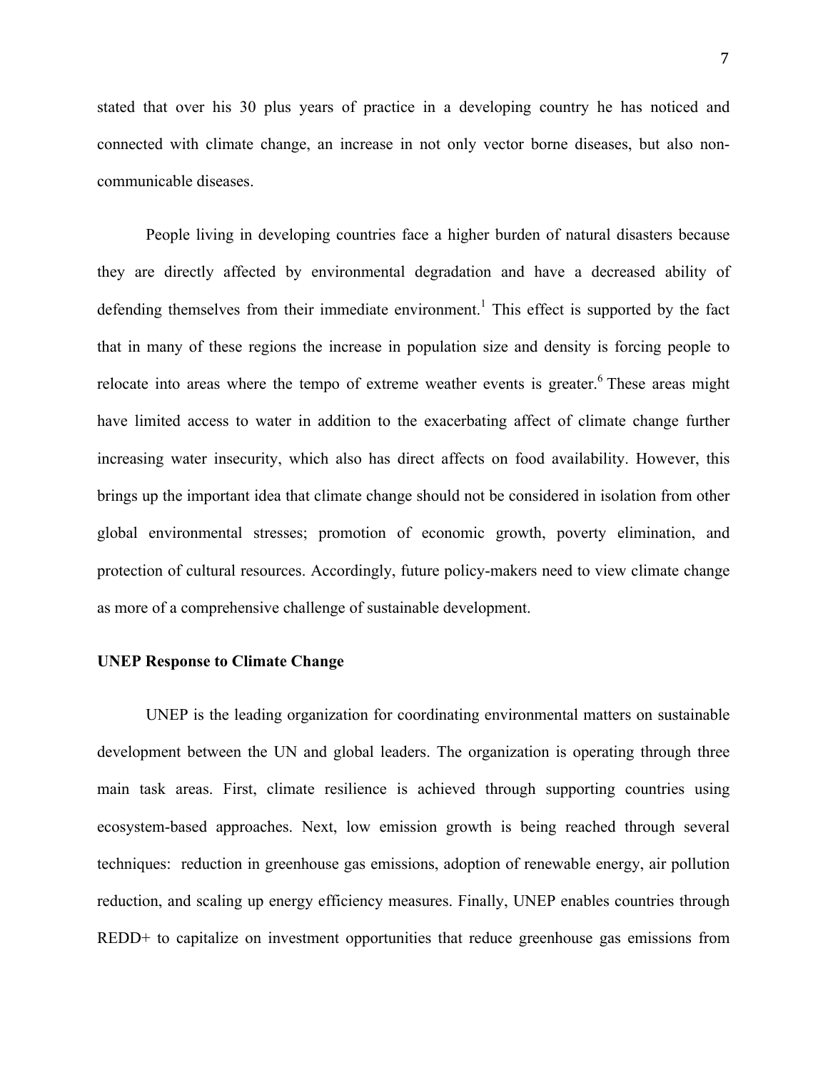stated that over his 30 plus years of practice in a developing country he has noticed and connected with climate change, an increase in not only vector borne diseases, but also non-communicable diseases.

People living in developing countries face a higher burden of natural disasters because they are directly affected by environmental degradation and have a decreased ability of defending themselves from their immediate environment.[1] This effect is supported by the fact that in many of these regions the increase in population size and density is forcing people to relocate into areas where the tempo of extreme weather events is greater.[6] These areas might have limited access to water in addition to the exacerbating affect of climate change further increasing water insecurity, which also has direct affects on food availability. However, this brings up the important idea that climate change should not be considered in isolation from other global environmental stresses; promotion of economic growth, poverty elimination, and protection of cultural resources. Accordingly, future policy-makers need to view climate change as more of a comprehensive challenge of sustainable development.

**UNEP Response to Climate Change**

UNEP is the leading organization for coordinating environmental matters on sustainable development between the UN and global leaders. The organization is operating through three main task areas. First, climate resilience is achieved through supporting countries using ecosystem-based approaches. Next, low emission growth is being reached through several techniques: reduction in greenhouse gas emissions, adoption of renewable energy, air pollution reduction, and scaling up energy efficiency measures. Finally, UNEP enables countries through REDD+ to capitalize on investment opportunities that reduce greenhouse gas emissions from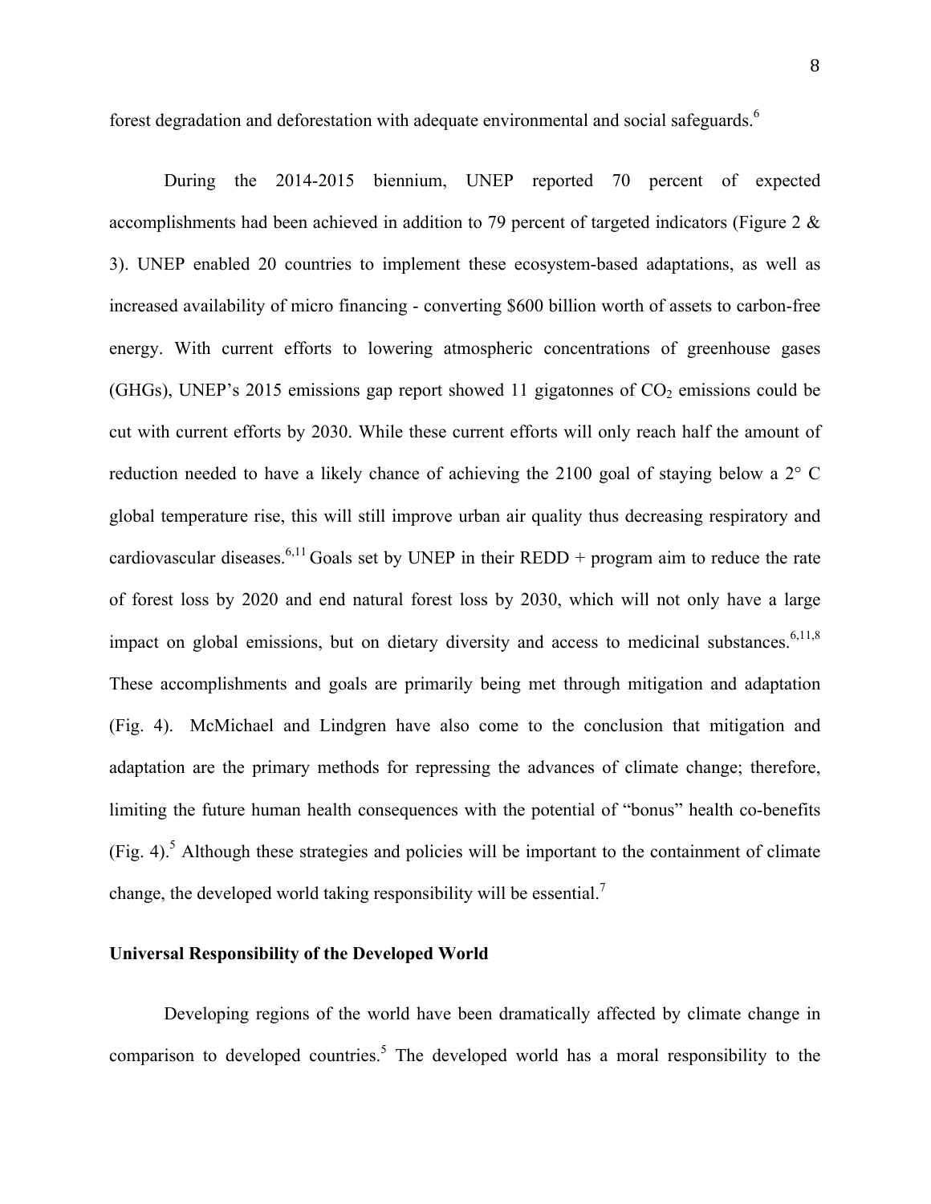forest degradation and deforestation with adequate environmental and social safeguards.[6]

During the 2014-2015 biennium, UNEP reported 70 percent of expected accomplishments had been achieved in addition to 79 percent of targeted indicators (Figure 2 & 3). UNEP enabled 20 countries to implement these ecosystem-based adaptations, as well as increased availability of micro financing - converting \$600 billion worth of assets to carbon-free energy. With current efforts to lowering atmospheric concentrations of greenhouse gases (GHGs), UNEP's 2015 emissions gap report showed 11 gigatonnes of $CO_2$ emissions could be cut with current efforts by 2030. While these current efforts will only reach half the amount of reduction needed to have a likely chance of achieving the 2100 goal of staying below a 2° C global temperature rise, this will still improve urban air quality thus decreasing respiratory and cardiovascular diseases.[6,11] Goals set by UNEP in their REDD + program aim to reduce the rate of forest loss by 2020 and end natural forest loss by 2030, which will not only have a large impact on global emissions, but on dietary diversity and access to medicinal substances.[6,11,8] These accomplishments and goals are primarily being met through mitigation and adaptation (Fig. 4). McMichael and Lindgren have also come to the conclusion that mitigation and adaptation are the primary methods for repressing the advances of climate change; therefore, limiting the future human health consequences with the potential of "bonus" health co-benefits (Fig. 4).[5] Although these strategies and policies will be important to the containment of climate change, the developed world taking responsibility will be essential.[7]

**Universal Responsibility of the Developed World**

Developing regions of the world have been dramatically affected by climate change in comparison to developed countries.[5] The developed world has a moral responsibility to the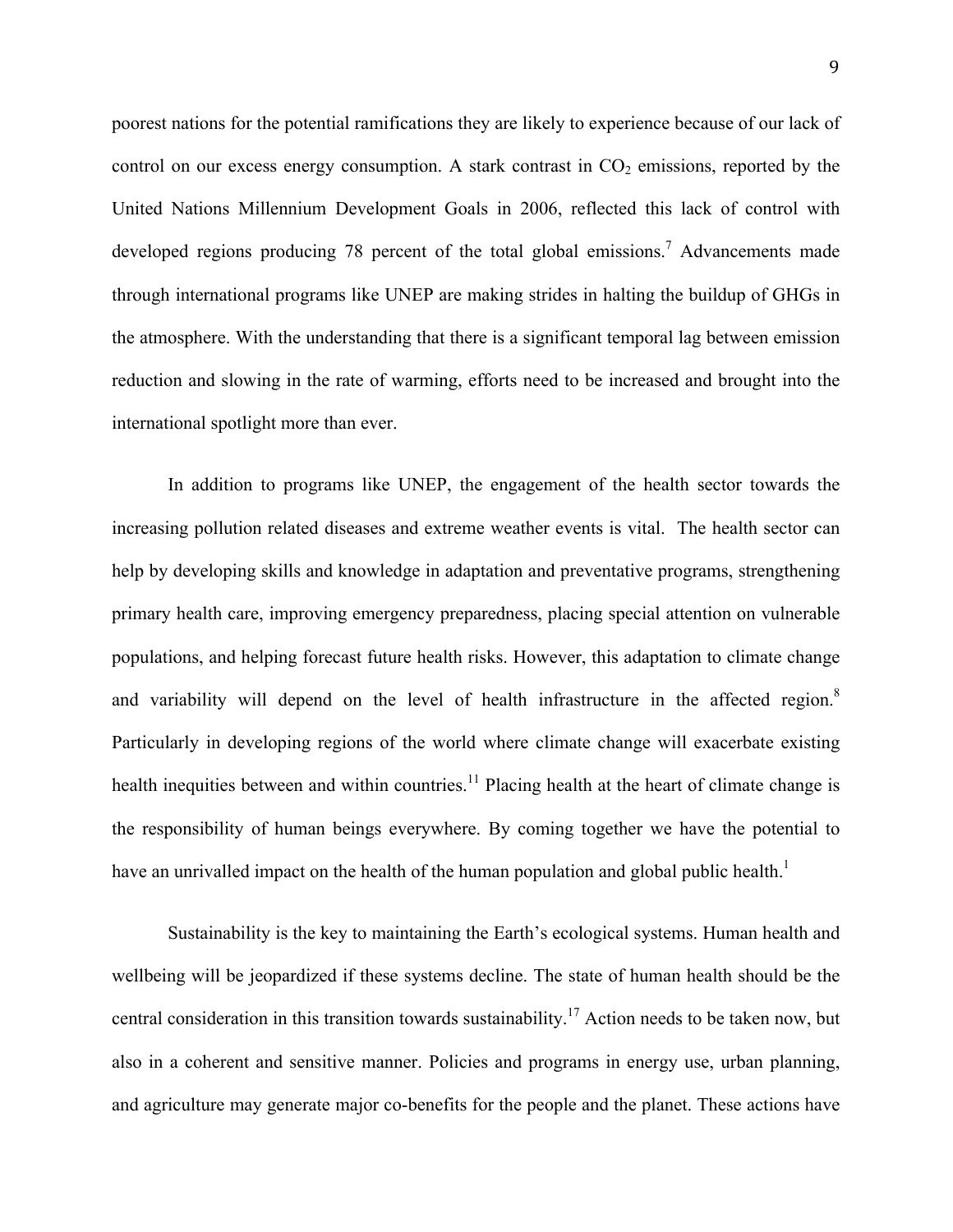poorest nations for the potential ramifications they are likely to experience because of our lack of control on our excess energy consumption. A stark contrast in $CO_2$ emissions, reported by the United Nations Millennium Development Goals in 2006, reflected this lack of control with developed regions producing 78 percent of the total global emissions.[7] Advancements made through international programs like UNEP are making strides in halting the buildup of GHGs in the atmosphere. With the understanding that there is a significant temporal lag between emission reduction and slowing in the rate of warming, efforts need to be increased and brought into the international spotlight more than ever.

In addition to programs like UNEP, the engagement of the health sector towards the increasing pollution related diseases and extreme weather events is vital. The health sector can help by developing skills and knowledge in adaptation and preventative programs, strengthening primary health care, improving emergency preparedness, placing special attention on vulnerable populations, and helping forecast future health risks. However, this adaptation to climate change and variability will depend on the level of health infrastructure in the affected region.[8] Particularly in developing regions of the world where climate change will exacerbate existing health inequities between and within countries.[11] Placing health at the heart of climate change is the responsibility of human beings everywhere. By coming together we have the potential to have an unrivalled impact on the health of the human population and global public health.[1]

Sustainability is the key to maintaining the Earth's ecological systems. Human health and wellbeing will be jeopardized if these systems decline. The state of human health should be the central consideration in this transition towards sustainability.[17] Action needs to be taken now, but also in a coherent and sensitive manner. Policies and programs in energy use, urban planning, and agriculture may generate major co-benefits for the people and the planet. These actions have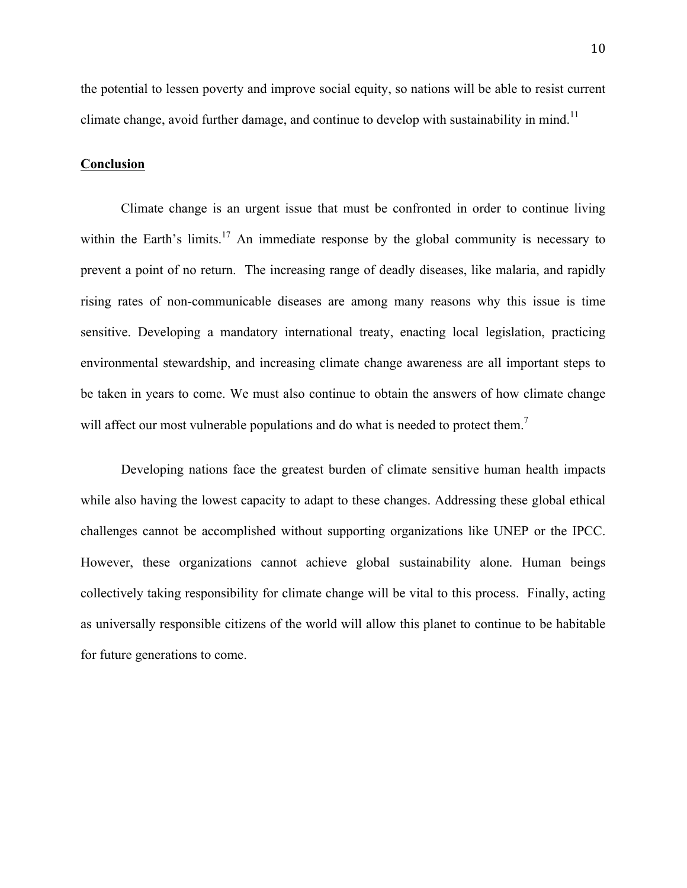the potential to lessen poverty and improve social equity, so nations will be able to resist current climate change, avoid further damage, and continue to develop with sustainability in mind.[11]

## Conclusion

Climate change is an urgent issue that must be confronted in order to continue living within the Earth's limits.[17] An immediate response by the global community is necessary to prevent a point of no return. The increasing range of deadly diseases, like malaria, and rapidly rising rates of non-communicable diseases are among many reasons why this issue is time sensitive. Developing a mandatory international treaty, enacting local legislation, practicing environmental stewardship, and increasing climate change awareness are all important steps to be taken in years to come. We must also continue to obtain the answers of how climate change will affect our most vulnerable populations and do what is needed to protect them.[7]

Developing nations face the greatest burden of climate sensitive human health impacts while also having the lowest capacity to adapt to these changes. Addressing these global ethical challenges cannot be accomplished without supporting organizations like UNEP or the IPCC. However, these organizations cannot achieve global sustainability alone. Human beings collectively taking responsibility for climate change will be vital to this process. Finally, acting as universally responsible citizens of the world will allow this planet to continue to be habitable for future generations to come.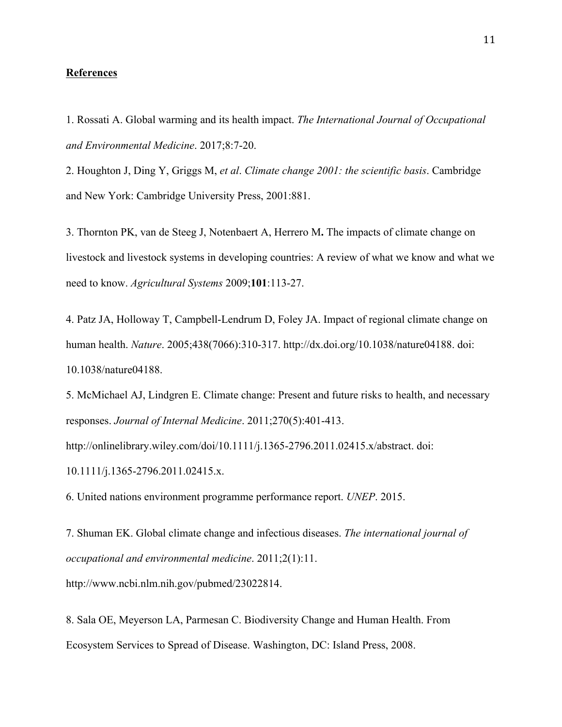**References**

1. Rossati A. Global warming and its health impact. *The International Journal of Occupational and Environmental Medicine*. 2017;8:7-20.

2. Houghton J, Ding Y, Griggs M, *et al*. *Climate change 2001: the scientific basis*. Cambridge and New York: Cambridge University Press, 2001:881.

3. Thornton PK, van de Steeg J, Notenbaert A, Herrero M**.** The impacts of climate change on livestock and livestock systems in developing countries: A review of what we know and what we need to know. *Agricultural Systems* 2009;**101**:113-27.

4. Patz JA, Holloway T, Campbell-Lendrum D, Foley JA. Impact of regional climate change on human health. *Nature*. 2005;438(7066):310-317. http://dx.doi.org/10.1038/nature04188. doi: 10.1038/nature04188.

5. McMichael AJ, Lindgren E. Climate change: Present and future risks to health, and necessary responses. *Journal of Internal Medicine*. 2011;270(5):401-413. http://onlinelibrary.wiley.com/doi/10.1111/j.1365-2796.2011.02415.x/abstract. doi: 10.1111/j.1365-2796.2011.02415.x.

6. United nations environment programme performance report. *UNEP*. 2015.

7. Shuman EK. Global climate change and infectious diseases. *The international journal of occupational and environmental medicine*. 2011;2(1):11. http://www.ncbi.nlm.nih.gov/pubmed/23022814.

8. Sala OE, Meyerson LA, Parmesan C. Biodiversity Change and Human Health. From Ecosystem Services to Spread of Disease. Washington, DC: Island Press, 2008.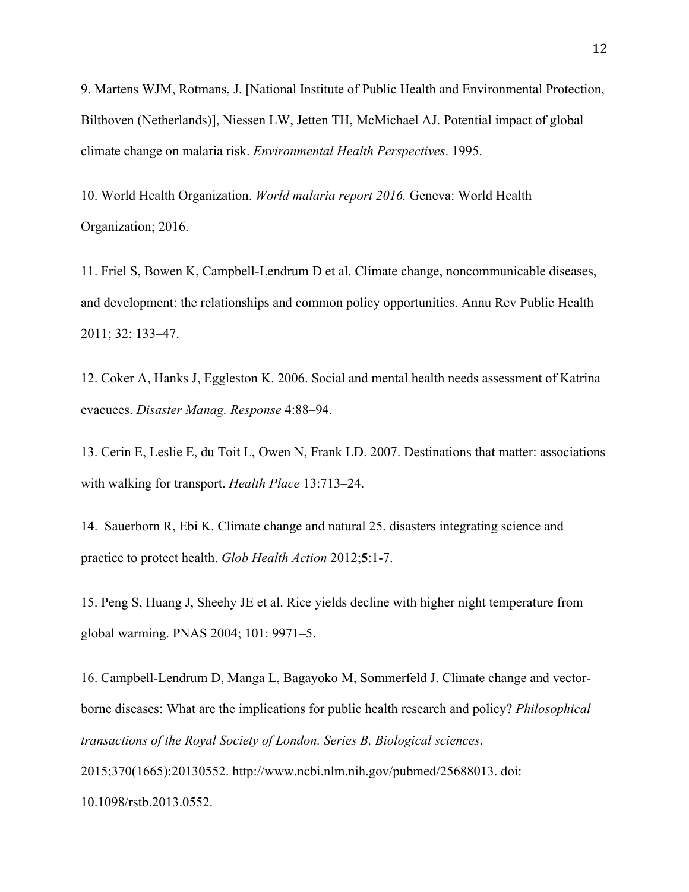9. Martens WJM, Rotmans, J. [National Institute of Public Health and Environmental Protection, Bilthoven (Netherlands)], Niessen LW, Jetten TH, McMichael AJ. Potential impact of global climate change on malaria risk. *Environmental Health Perspectives*. 1995.

10. World Health Organization. *World malaria report 2016.* Geneva: World Health Organization; 2016.

11. Friel S, Bowen K, Campbell-Lendrum D et al. Climate change, noncommunicable diseases, and development: the relationships and common policy opportunities. Annu Rev Public Health 2011; 32: 133–47.

12. Coker A, Hanks J, Eggleston K. 2006. Social and mental health needs assessment of Katrina evacuees. *Disaster Manag. Response* 4:88–94.

13. Cerin E, Leslie E, du Toit L, Owen N, Frank LD. 2007. Destinations that matter: associations with walking for transport. *Health Place* 13:713–24.

14. Sauerborn R, Ebi K. Climate change and natural 25. disasters integrating science and practice to protect health. *Glob Health Action* 2012;**5**:1-7.

15. Peng S, Huang J, Sheehy JE et al. Rice yields decline with higher night temperature from global warming. PNAS 2004; 101: 9971–5.

16. Campbell-Lendrum D, Manga L, Bagayoko M, Sommerfeld J. Climate change and vector-borne diseases: What are the implications for public health research and policy? *Philosophical transactions of the Royal Society of London. Series B, Biological sciences*. 2015;370(1665):20130552. http://www.ncbi.nlm.nih.gov/pubmed/25688013. doi: 10.1098/rstb.2013.0552.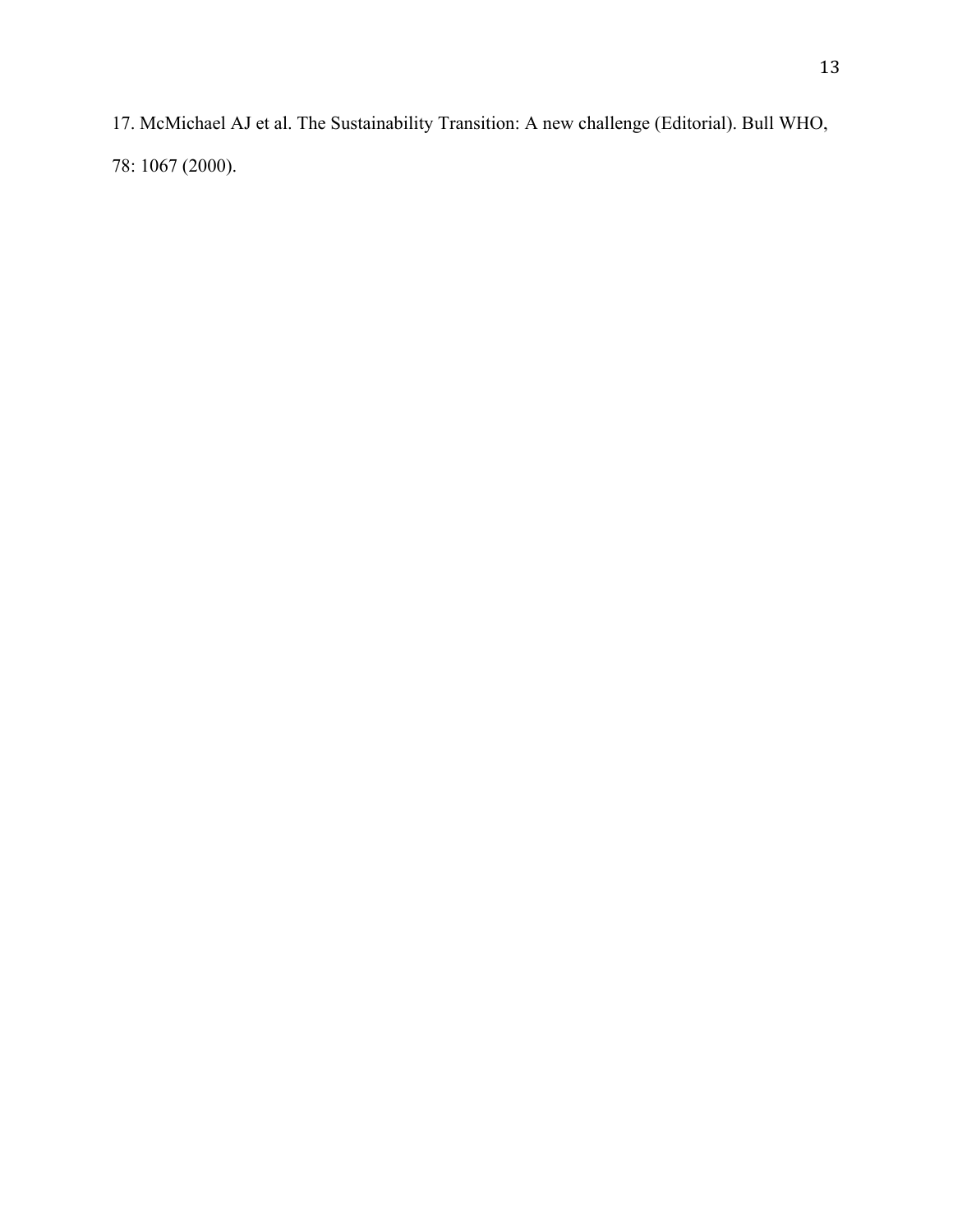17. McMichael AJ et al. The Sustainability Transition: A new challenge (Editorial). Bull WHO, 78: 1067 (2000).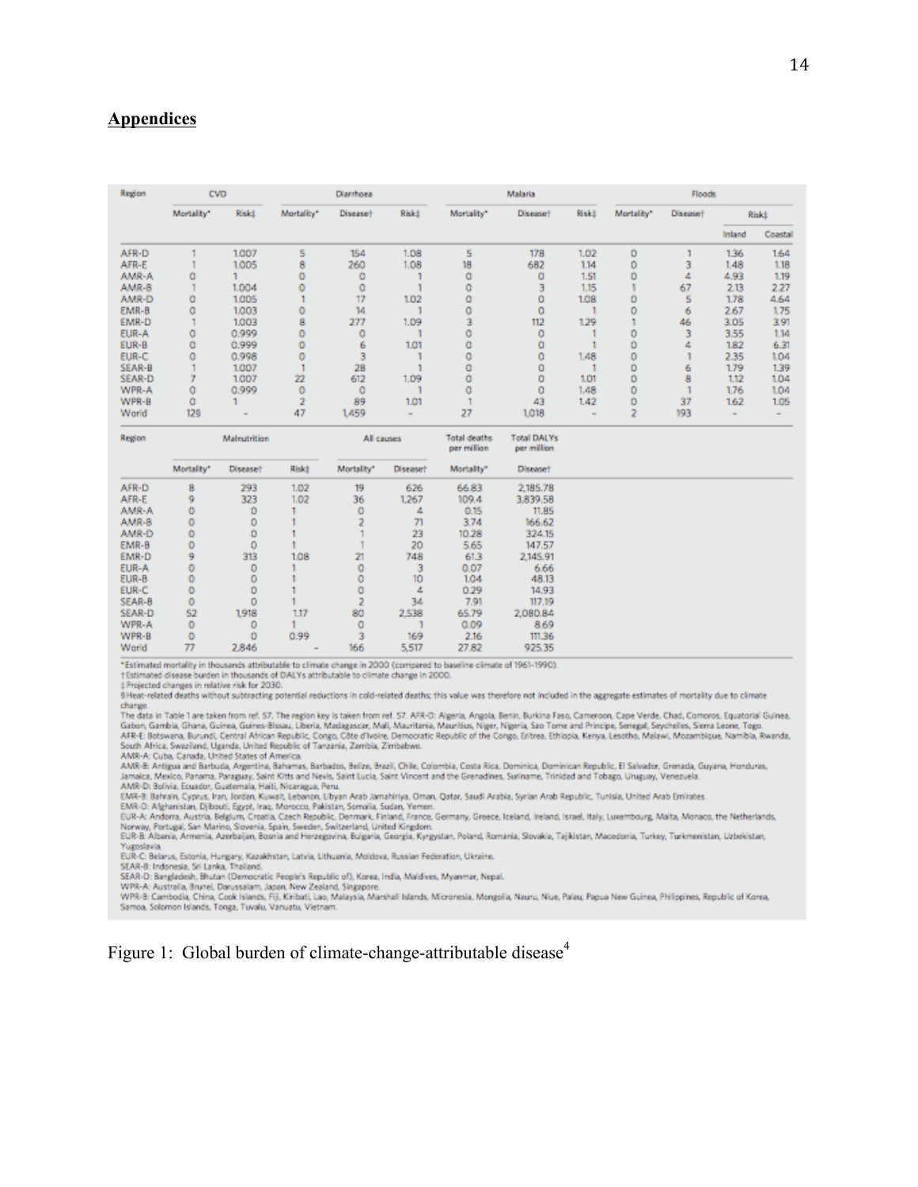## Appendices

| Region | CVD | | Diarrhoea | | | Malaria | | | Floods | | | |
|---|---|---|---|---|---|---|---|---|---|---|---|---|
| | Mortality* | Risk‡ | Mortality* | Disease† | Risk‡ | Mortality* | Disease† | Risk‡ | Mortality* | Disease† | Risk‡ | |
| | | | | | | | | | | | Inland | Coastal |
| AFR-D | 1 | 1.007 | 5 | 154 | 1.08 | 5 | 178 | 1.02 | 0 | 1 | 1.36 | 1.64 |
| AFR-E | 1 | 1.005 | 8 | 260 | 1.08 | 18 | 682 | 1.14 | 0 | 3 | 1.48 | 1.18 |
| AMR-A | 0 | 1 | 0 | 0 | 1 | 0 | 0 | 1.51 | 0 | 4 | 4.93 | 1.19 |
| AMR-B | 1 | 1.004 | 0 | 0 | 1 | 0 | 3 | 1.15 | 1 | 67 | 2.13 | 2.27 |
| AMR-D | 0 | 1.005 | 1 | 17 | 1.02 | 0 | 0 | 1.08 | 0 | 5 | 1.78 | 4.64 |
| EMR-B | 0 | 1.003 | 0 | 14 | 1 | 0 | 0 | 1 | 0 | 6 | 2.67 | 1.75 |
| EMR-D | 1 | 1.003 | 8 | 277 | 1.09 | 3 | 112 | 1.29 | 1 | 46 | 3.05 | 3.91 |
| EUR-A | 0 | 0.999 | 0 | 0 | 1 | 0 | 0 | 1 | 0 | 3 | 3.55 | 1.14 |
| EUR-B | 0 | 0.999 | 0 | 6 | 1.01 | 0 | 0 | 1 | 0 | 4 | 1.82 | 6.31 |
| EUR-C | 0 | 0.998 | 0 | 3 | 1 | 0 | 0 | 1.48 | 0 | 1 | 2.35 | 1.04 |
| SEAR-B | 1 | 1.007 | 1 | 28 | 1 | 0 | 0 | 1 | 0 | 6 | 1.79 | 1.39 |
| SEAR-D | 7 | 1.007 | 22 | 612 | 1.09 | 0 | 0 | 1.01 | 0 | 8 | 1.12 | 1.04 |
| WPR-A | 0 | 0.999 | 0 | 0 | 1 | 0 | 0 | 1.48 | 0 | 1 | 1.76 | 1.04 |
| WPR-B | 0 | 1 | 2 | 89 | 1.01 | 1 | 43 | 1.42 | 0 | 37 | 1.62 | 1.05 |
| World | 12§ | - | 47 | 1,459 | - | 27 | 1,018 | - | 2 | 193 | - | - |

| Region | Malnutrition | | | All causes | | Total deaths per million | Total DALYs per million |
|---|---|---|---|---|---|---|---|
| | Mortality* | Disease† | Risk‡ | Mortality* | Disease† | Mortality* | Disease† |
| AFR-D | 8 | 293 | 1.02 | 19 | 626 | 66.83 | 2,185.78 |
| AFR-E | 9 | 323 | 1.02 | 36 | 1,267 | 109.4 | 3,839.58 |
| AMR-A | 0 | 0 | 1 | 0 | 4 | 0.15 | 11.85 |
| AMR-B | 0 | 0 | 1 | 2 | 71 | 3.74 | 166.62 |
| AMR-D | 0 | 0 | 1 | 1 | 23 | 10.28 | 324.15 |
| EMR-B | 0 | 0 | 1 | 1 | 20 | 5.65 | 147.57 |
| EMR-D | 9 | 313 | 1.08 | 21 | 748 | 61.3 | 2,145.91 |
| EUR-A | 0 | 0 | 1 | 0 | 3 | 0.07 | 6.66 |
| EUR-B | 0 | 0 | 1 | 0 | 10 | 1.04 | 48.13 |
| EUR-C | 0 | 0 | 1 | 0 | 4 | 0.29 | 14.93 |
| SEAR-B | 0 | 0 | 1 | 2 | 34 | 7.91 | 117.19 |
| SEAR-D | 52 | 1,918 | 1.17 | 80 | 2,538 | 65.79 | 2,080.84 |
| WPR-A | 0 | 0 | 1 | 0 | 1 | 0.09 | 8.69 |
| WPR-B | 0 | 0 | 0.99 | 3 | 169 | 2.16 | 111.36 |
| World | 77 | 2,846 | - | 166 | 5,517 | 27.82 | 925.35 |

*Estimated mortality in thousands attributable to climate change in 2000 (compared to baseline climate of 1961–1990).
†Estimated disease burden in thousands of DALYs attributable to climate change in 2000.
‡Projected changes in relative risk for 2030.
§Heat-related deaths without subtracting potential reductions in cold-related deaths; this value was therefore not included in the aggregate estimates of mortality due to climate change.
The data in Table 1 are taken from ref. 57. The region key is taken from ref. 57. AFR-D: Algeria, Angola, Benin, Burkina Faso, Cameroon, Cape Verde, Chad, Comoros, Equatorial Guinea, Gabon, Gambia, Ghana, Guinea, Guinea-Bissau, Liberia, Madagascar, Mali, Mauritania, Mauritius, Niger, Nigeria, Sao Tome and Principe, Senegal, Seychelles, Sierra Leone, Togo.
AFR-E: Botswana, Burundi, Central African Republic, Congo, Côte d'Ivoire, Democratic Republic of the Congo, Eritrea, Ethiopia, Kenya, Lesotho, Malawi, Mozambique, Namibia, Rwanda, South Africa, Swaziland, Uganda, United Republic of Tanzania, Zambia, Zimbabwe.
AMR-A: Cuba, Canada, United States of America.
AMR-B: Antigua and Barbuda, Argentina, Bahamas, Barbados, Belize, Brazil, Chile, Colombia, Costa Rica, Dominica, Dominican Republic, El Salvador, Grenada, Guyana, Honduras, Jamaica, Mexico, Panama, Paraguay, Saint Kitts and Nevis, Saint Lucia, Saint Vincent and the Grenadines, Suriname, Trinidad and Tobago, Uruguay, Venezuela.
AMR-D: Bolivia, Ecuador, Guatemala, Haiti, Nicaragua, Peru.
EMR-B: Bahrain, Cyprus, Iran, Jordan, Kuwait, Lebanon, Libyan Arab Jamahiriya, Oman, Qatar, Saudi Arabia, Syrian Arab Republic, Tunisia, United Arab Emirates.
EMR-D: Afghanistan, Djibouti, Egypt, Iraq, Morocco, Pakistan, Somalia, Sudan, Yemen.
EUR-A: Andorra, Austria, Belgium, Croatia, Czech Republic, Denmark, Finland, France, Germany, Greece, Iceland, Ireland, Israel, Italy, Luxembourg, Malta, Monaco, the Netherlands, Norway, Portugal, San Marino, Slovenia, Spain, Sweden, Switzerland, United Kingdom.
EUR-B: Albania, Armenia, Azerbaijan, Bosnia and Herzegovina, Bulgaria, Georgia, Kyrgyzstan, Poland, Romania, Slovakia, Tajikistan, Macedonia, Turkey, Turkmenistan, Uzbekistan, Yugoslavia.
EUR-C: Belarus, Estonia, Hungary, Kazakhstan, Latvia, Lithuania, Moldova, Russian Federation, Ukraine.
SEAR-B: Indonesia, Sri Lanka, Thailand.
SEAR-D: Bangladesh, Bhutan (Democratic People's Republic of), Korea, India, Maldives, Myanmar, Nepal.
WPR-A: Australia, Brunei, Darussalam, Japan, New Zealand, Singapore.
WPR-B: Cambodia, China, Cook Islands, Fiji, Kiribati, Lao, Malaysia, Marshall Islands, Micronesia, Mongolia, Nauru, Niue, Palau, Papua New Guinea, Philippines, Republic of Korea, Samoa, Solomon Islands, Tonga, Tuvalu, Vanuatu, Vietnam.

Figure 1: Global burden of climate-change-attributable disease[4]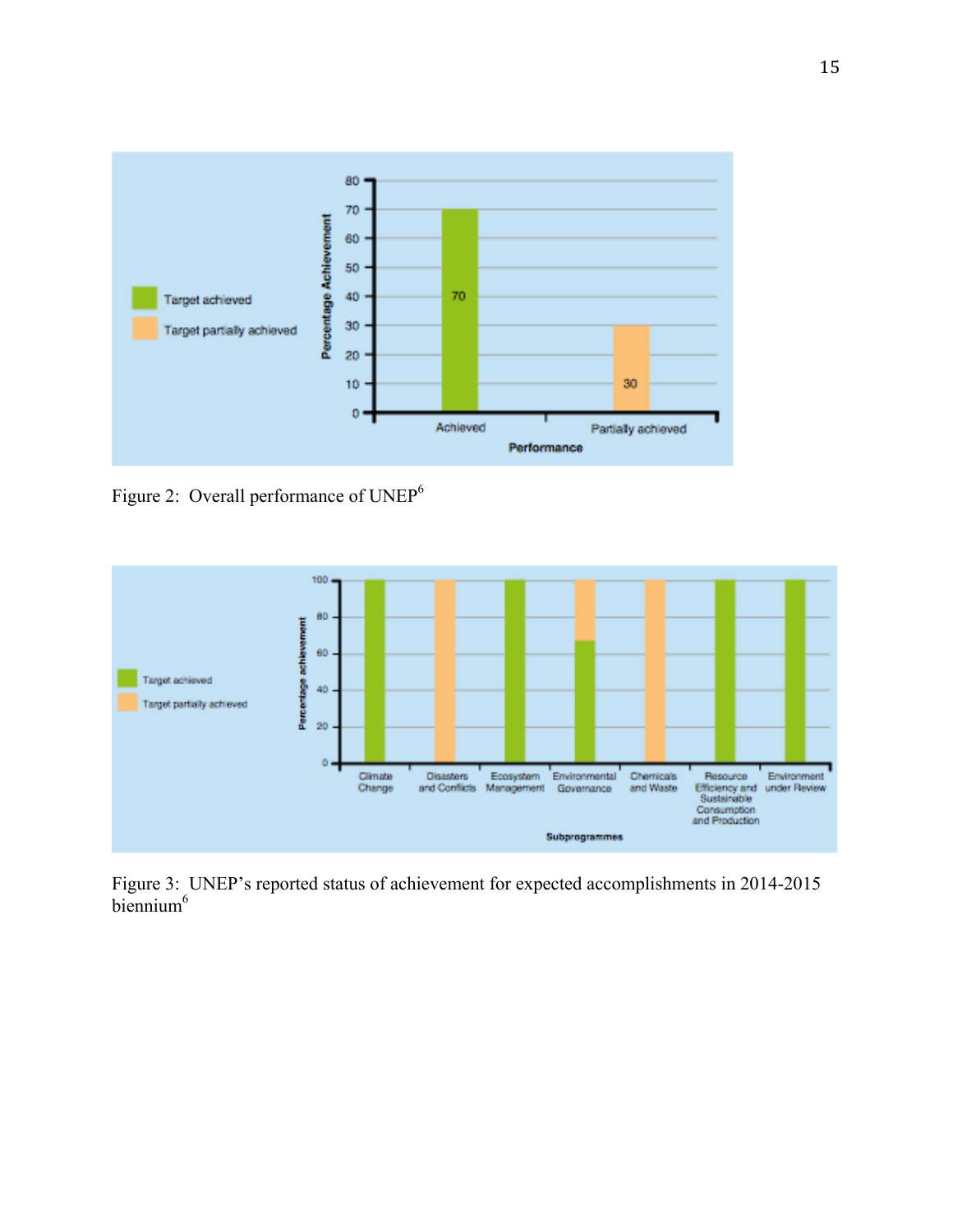Figure 2: Overall performance of UNEP[6]

Figure 3: UNEP's reported status of achievement for expected accomplishments in 2014-2015 biennium[6]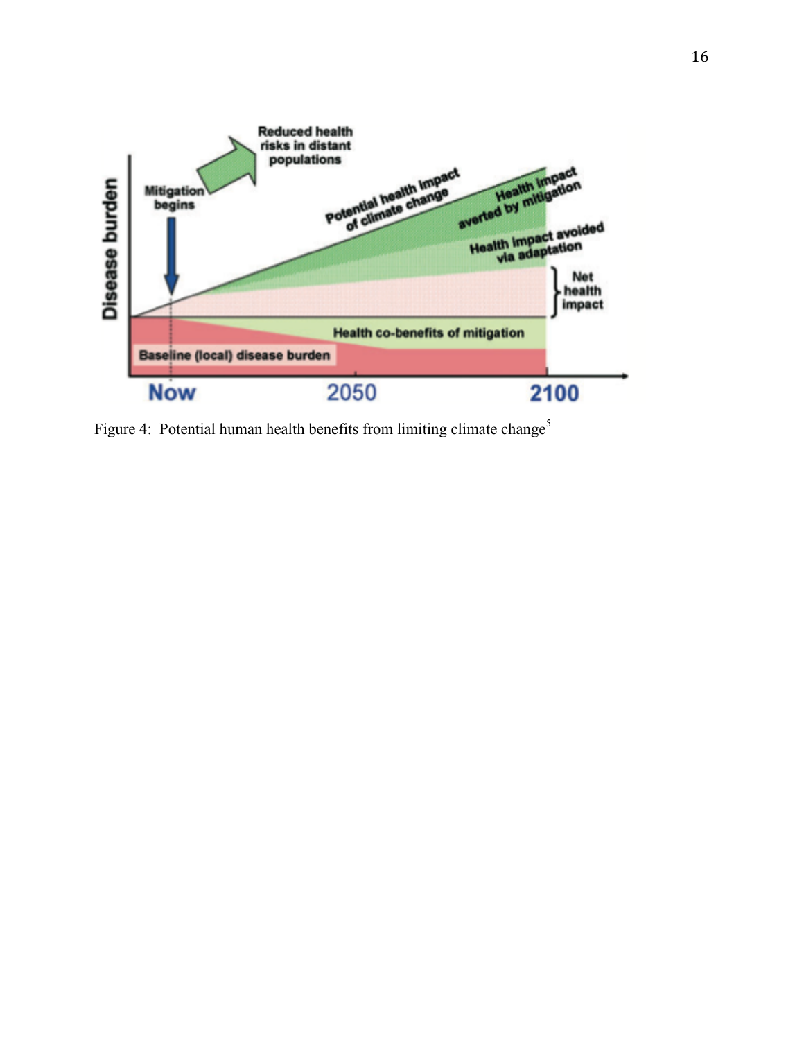Figure 4: Potential human health benefits from limiting climate change[5]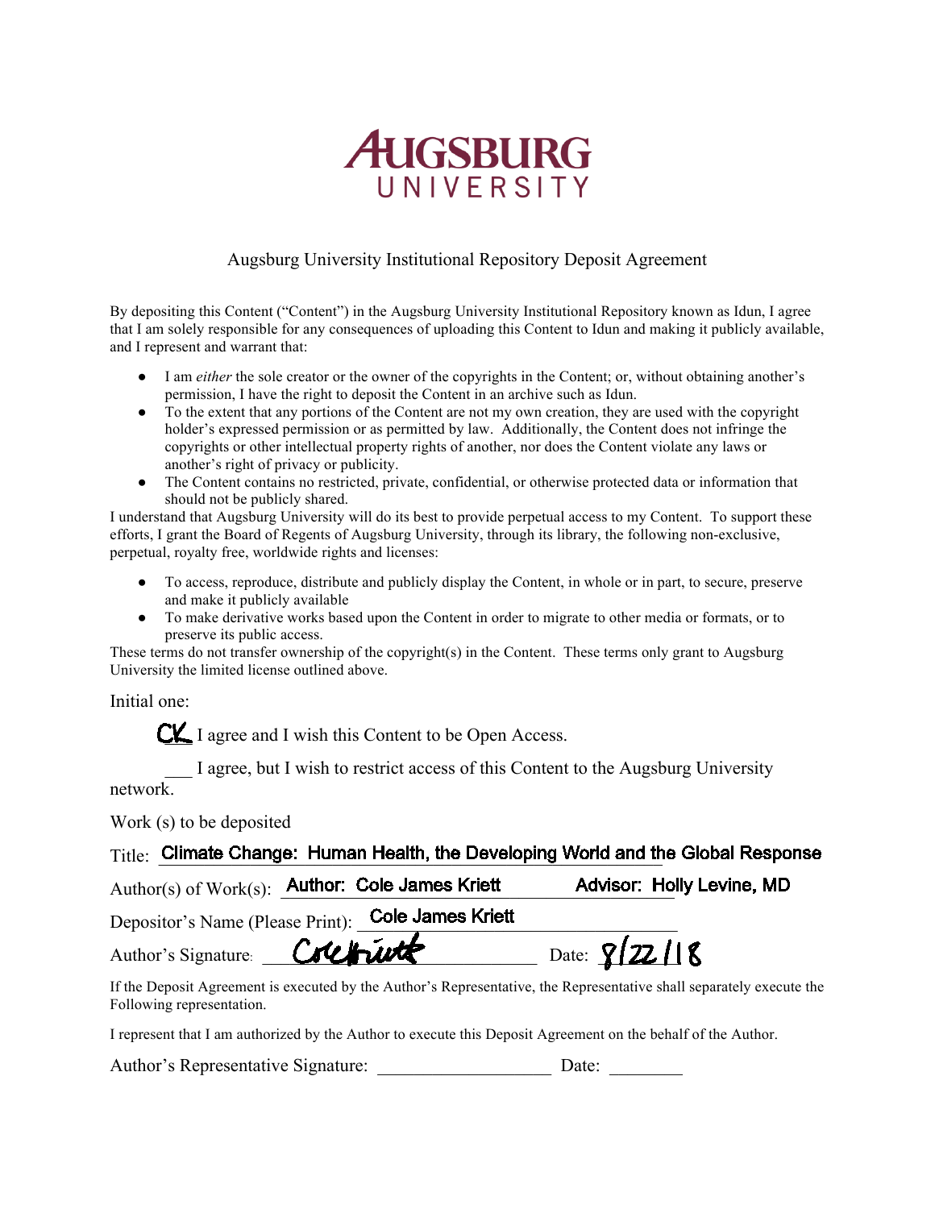# AUGSBURG UNIVERSITY

Augsburg University Institutional Repository Deposit Agreement

By depositing this Content ("Content") in the Augsburg University Institutional Repository known as Idun, I agree that I am solely responsible for any consequences of uploading this Content to Idun and making it publicly available, and I represent and warrant that:

- I am *either* the sole creator or the owner of the copyrights in the Content; or, without obtaining another's permission, I have the right to deposit the Content in an archive such as Idun.
- To the extent that any portions of the Content are not my own creation, they are used with the copyright holder's expressed permission or as permitted by law. Additionally, the Content does not infringe the copyrights or other intellectual property rights of another, nor does the Content violate any laws or another's right of privacy or publicity.
- The Content contains no restricted, private, confidential, or otherwise protected data or information that should not be publicly shared.

I understand that Augsburg University will do its best to provide perpetual access to my Content. To support these efforts, I grant the Board of Regents of Augsburg University, through its library, the following non-exclusive, perpetual, royalty free, worldwide rights and licenses:

- To access, reproduce, distribute and publicly display the Content, in whole or in part, to secure, preserve and make it publicly available
- To make derivative works based upon the Content in order to migrate to other media or formats, or to preserve its public access.

These terms do not transfer ownership of the copyright(s) in the Content. These terms only grant to Augsburg University the limited license outlined above.

Initial one:

CK I agree and I wish this Content to be Open Access.

___ I agree, but I wish to restrict access of this Content to the Augsburg University network.

Work (s) to be deposited

Title: Climate Change: Human Health, the Developing World and the Global Response

Author(s) of Work(s): Author: Cole James Kriett Advisor: Holly Levine, MD

Depositor's Name (Please Print): Cole James Kriett

Author's Signature: Cole Kriett Date: 8/22/18

If the Deposit Agreement is executed by the Author's Representative, the Representative shall separately execute the Following representation.

I represent that I am authorized by the Author to execute this Deposit Agreement on the behalf of the Author.

Author's Representative Signature: ___________________ Date: ________